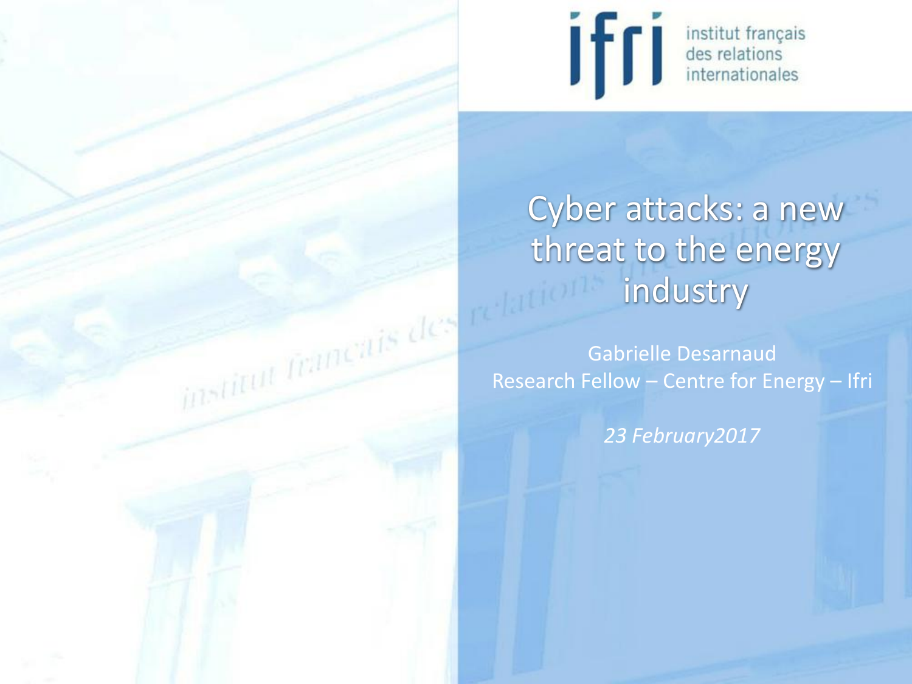ifri institut français des relations internationales

# Cyber attacks: a new threat to the energy industry

Gabrielle Desarnaud
Research Fellow – Centre for Energy – Ifri

*23 February2017*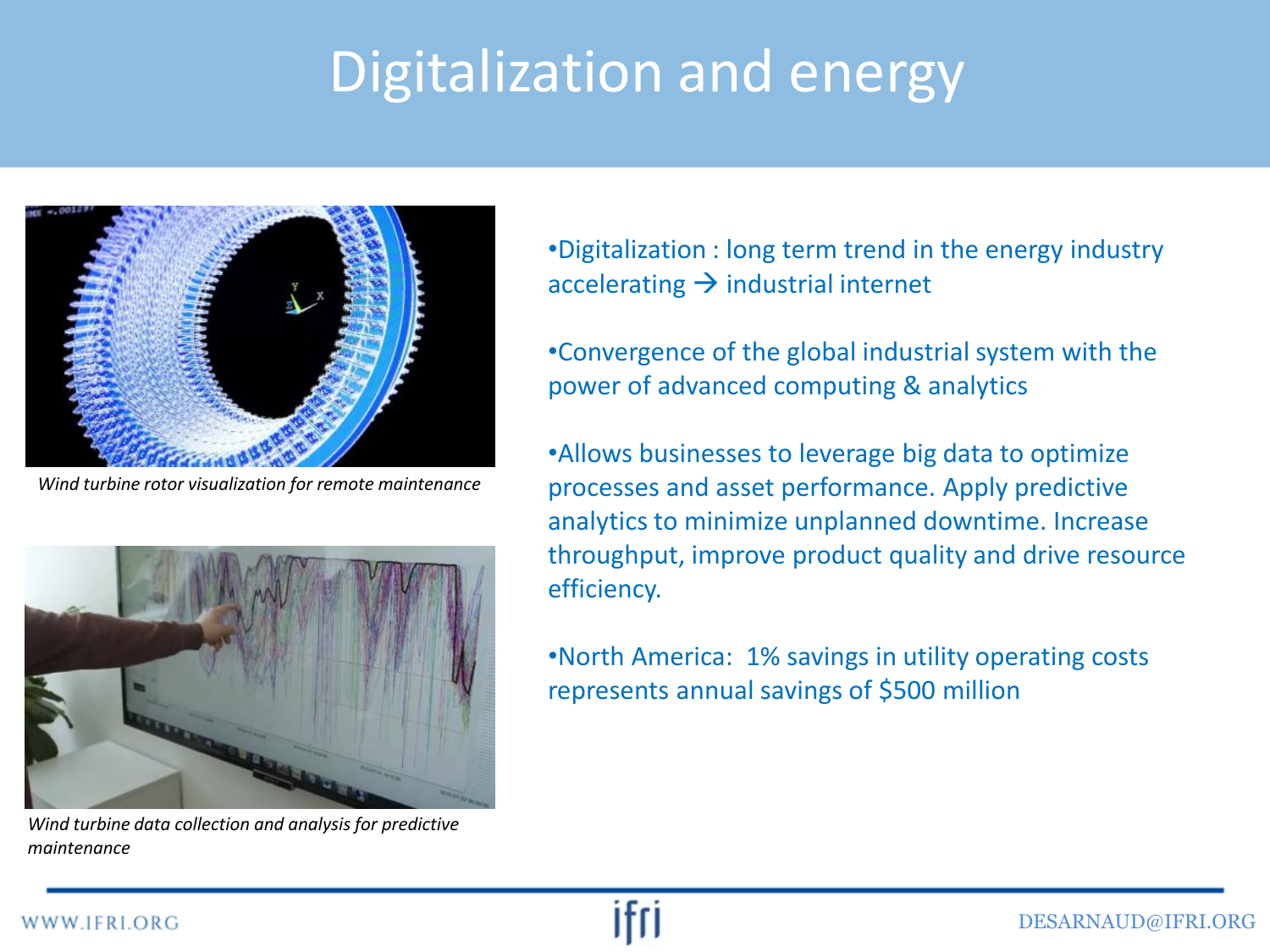# Digitalization and energy

*Wind turbine rotor visualization for remote maintenance*

*Wind turbine data collection and analysis for predictive maintenance*

- Digitalization : long term trend in the energy industry accelerating → industrial internet
- Convergence of the global industrial system with the power of advanced computing & analytics
- Allows businesses to leverage big data to optimize processes and asset performance. Apply predictive analytics to minimize unplanned downtime. Increase throughput, improve product quality and drive resource efficiency.
- North America: 1% savings in utility operating costs represents annual savings of $500 million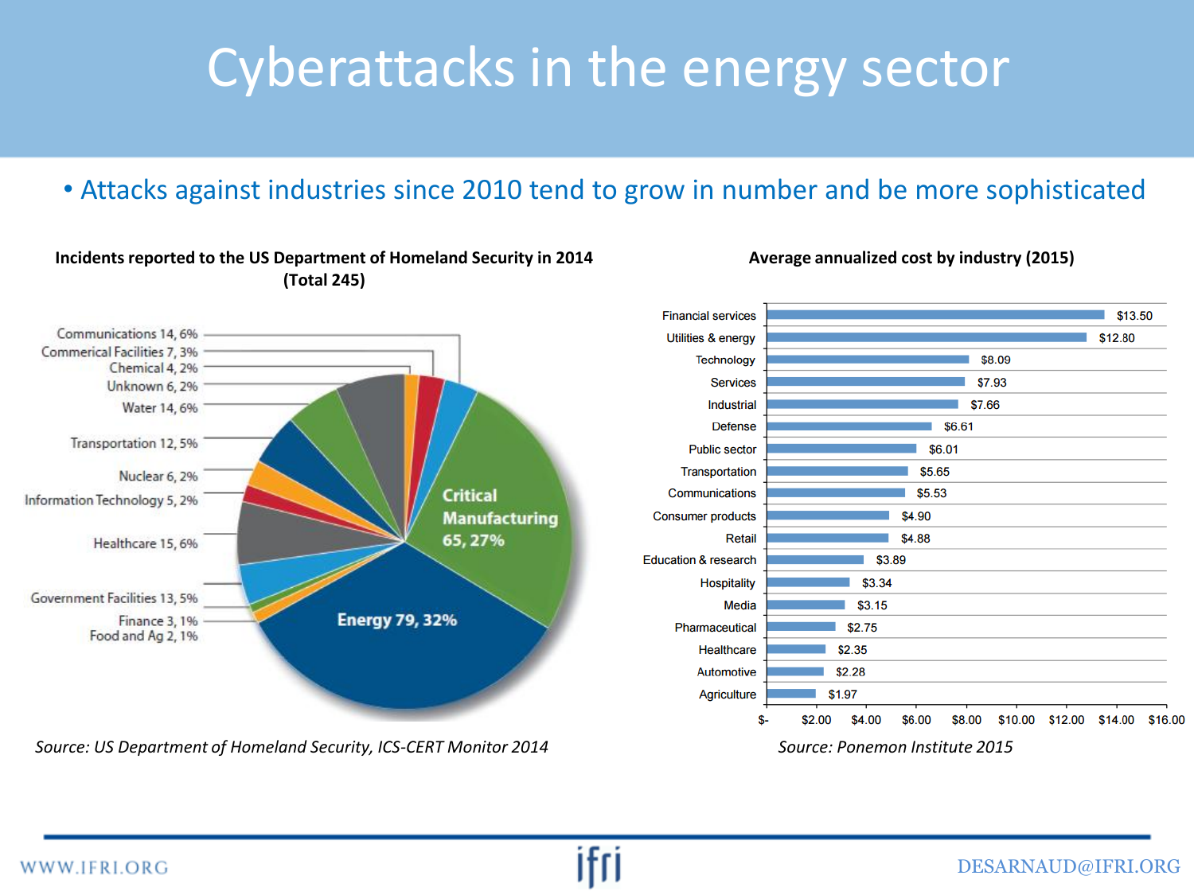# Cyberattacks in the energy sector

- Attacks against industries since 2010 tend to grow in number and be more sophisticated

**Incidents reported to the US Department of Homeland Security in 2014 (Total 245)**

| Sector | Incidents | Share |
|---|---|---|
| Communications | 14 | 6% |
| Commerical Facilities | 7 | 3% |
| Chemical | 4 | 2% |
| Unknown | 6 | 2% |
| Water | 14 | 6% |
| Transportation | 12 | 5% |
| Nuclear | 6 | 2% |
| Information Technology | 5 | 2% |
| Healthcare | 15 | 6% |
| Government Facilities | 13 | 5% |
| Finance | 3 | 1% |
| Food and Ag | 2 | 1% |
| Energy | 79 | 32% |
| Critical Manufacturing | 65 | 27% |

*Source: US Department of Homeland Security, ICS-CERT Monitor 2014*

**Average annualized cost by industry (2015)**

| Industry | Cost |
|---|---|
| Financial services | $13.50 |
| Utilities & energy | $12.80 |
| Technology | $8.09 |
| Services | $7.93 |
| Industrial | $7.66 |
| Defense | $6.61 |
| Public sector | $6.01 |
| Transportation | $5.65 |
| Communications | $5.53 |
| Consumer products | $4.90 |
| Retail | $4.88 |
| Education & research | $3.89 |
| Hospitality | $3.34 |
| Media | $3.15 |
| Pharmaceutical | $2.75 |
| Healthcare | $2.35 |
| Automotive | $2.28 |
| Agriculture | $1.97 |

*Source: Ponemon Institute 2015*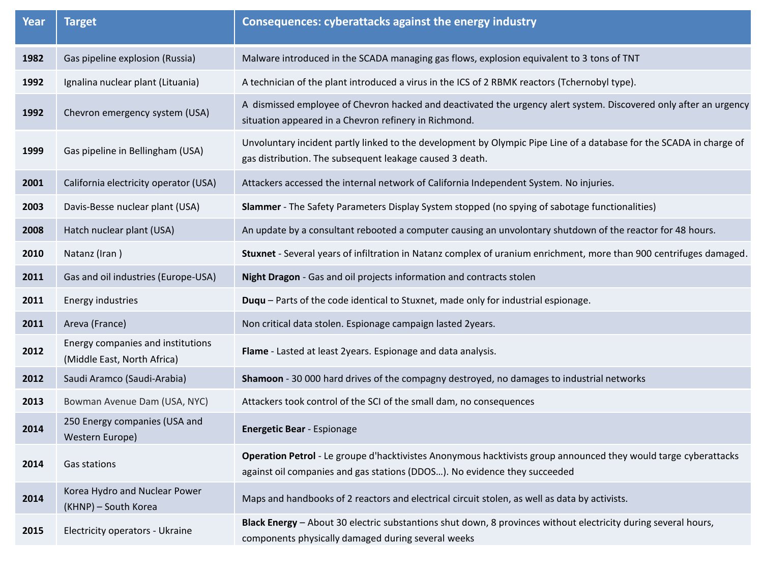| Year | Target | Consequences: cyberattacks against the energy industry |
|---|---|---|
| 1982 | Gas pipeline explosion (Russia) | Malware introduced in the SCADA managing gas flows, explosion equivalent to 3 tons of TNT |
| 1992 | Ignalina nuclear plant (Lituania) | A technician of the plant introduced a virus in the ICS of 2 RBMK reactors (Tchernobyl type). |
| 1992 | Chevron emergency system (USA) | A dismissed employee of Chevron hacked and deactivated the urgency alert system. Discovered only after an urgency situation appeared in a Chevron refinery in Richmond. |
| 1999 | Gas pipeline in Bellingham (USA) | Unvoluntary incident partly linked to the development by Olympic Pipe Line of a database for the SCADA in charge of gas distribution. The subsequent leakage caused 3 death. |
| 2001 | California electricity operator (USA) | Attackers accessed the internal network of California Independent System. No injuries. |
| 2003 | Davis-Besse nuclear plant (USA) | **Slammer** - The Safety Parameters Display System stopped (no spying of sabotage functionalities) |
| 2008 | Hatch nuclear plant (USA) | An update by a consultant rebooted a computer causing an unvolontary shutdown of the reactor for 48 hours. |
| 2010 | Natanz (Iran ) | **Stuxnet** - Several years of infiltration in Natanz complex of uranium enrichment, more than 900 centrifuges damaged. |
| 2011 | Gas and oil industries (Europe-USA) | **Night Dragon** - Gas and oil projects information and contracts stolen |
| 2011 | Energy industries | **Duqu** – Parts of the code identical to Stuxnet, made only for industrial espionage. |
| 2011 | Areva (France) | Non critical data stolen. Espionage campaign lasted 2years. |
| 2012 | Energy companies and institutions (Middle East, North Africa) | **Flame** - Lasted at least 2years. Espionage and data analysis. |
| 2012 | Saudi Aramco (Saudi-Arabia) | **Shamoon** - 30 000 hard drives of the compagny destroyed, no damages to industrial networks |
| 2013 | Bowman Avenue Dam (USA, NYC) | Attackers took control of the SCI of the small dam, no consequences |
| 2014 | 250 Energy companies (USA and Western Europe) | **Energetic Bear** - Espionage |
| 2014 | Gas stations | **Operation Petrol** - Le groupe d'hacktivistes Anonymous hacktivists group announced they would targe cyberattacks against oil companies and gas stations (DDOS…). No evidence they succeeded |
| 2014 | Korea Hydro and Nuclear Power (KHNP) – South Korea | Maps and handbooks of 2 reactors and electrical circuit stolen, as well as data by activists. |
| 2015 | Electricity operators - Ukraine | **Black Energy** – About 30 electric substantions shut down, 8 provinces without electricity during several hours, components physically damaged during several weeks |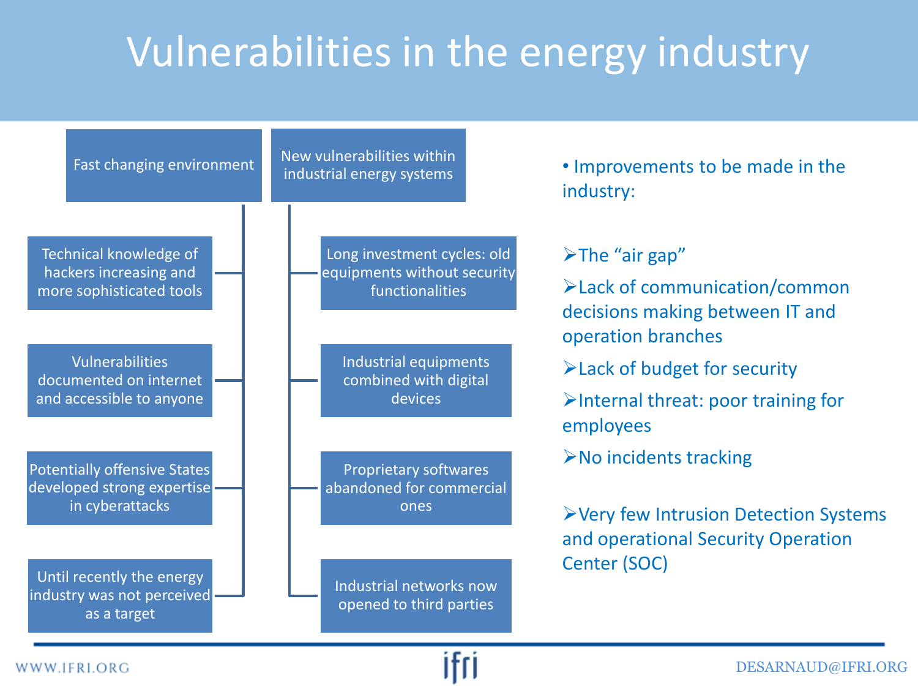# Vulnerabilities in the energy industry

**Fast changing environment**

- Technical knowledge of hackers increasing and more sophisticated tools
- Vulnerabilities documented on internet and accessible to anyone
- Potentially offensive States developed strong expertise in cyberattacks
- Until recently the energy industry was not perceived as a target

**New vulnerabilities within industrial energy systems**

- Long investment cycles: old equipments without security functionalities
- Industrial equipments combined with digital devices
- Proprietary softwares abandoned for commercial ones
- Industrial networks now opened to third parties

- Improvements to be made in the industry:

➢The "air gap"

➢Lack of communication/common decisions making between IT and operation branches

➢Lack of budget for security

➢Internal threat: poor training for employees

➢No incidents tracking

➢Very few Intrusion Detection Systems and operational Security Operation Center (SOC)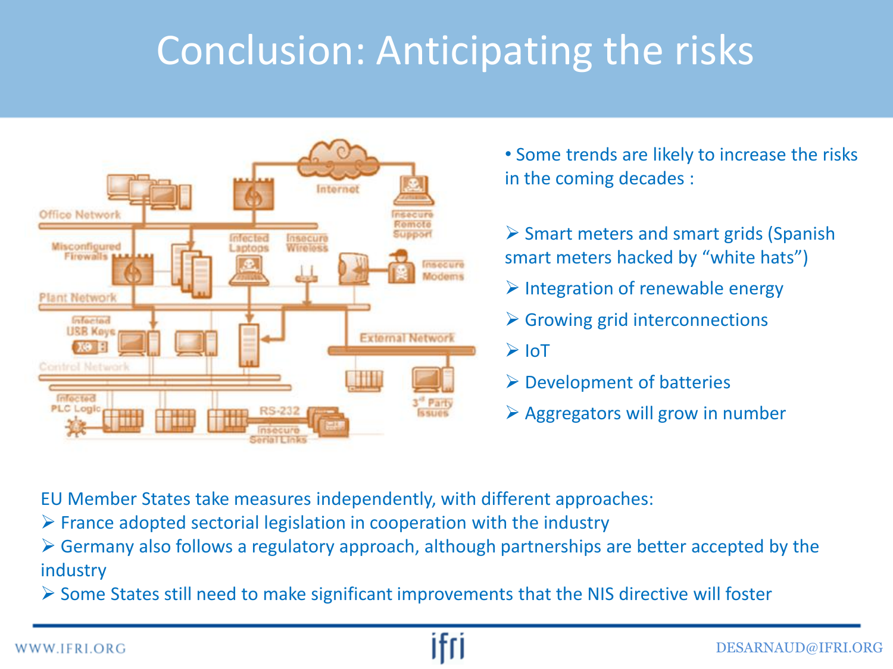# Conclusion: Anticipating the risks

- Some trends are likely to increase the risks in the coming decades :

  - Smart meters and smart grids (Spanish smart meters hacked by “white hats”)
  - Integration of renewable energy
  - Growing grid interconnections
  - IoT
  - Development of batteries
  - Aggregators will grow in number

EU Member States take measures independently, with different approaches:

- France adopted sectorial legislation in cooperation with the industry
- Germany also follows a regulatory approach, although partnerships are better accepted by the industry
- Some States still need to make significant improvements that the NIS directive will foster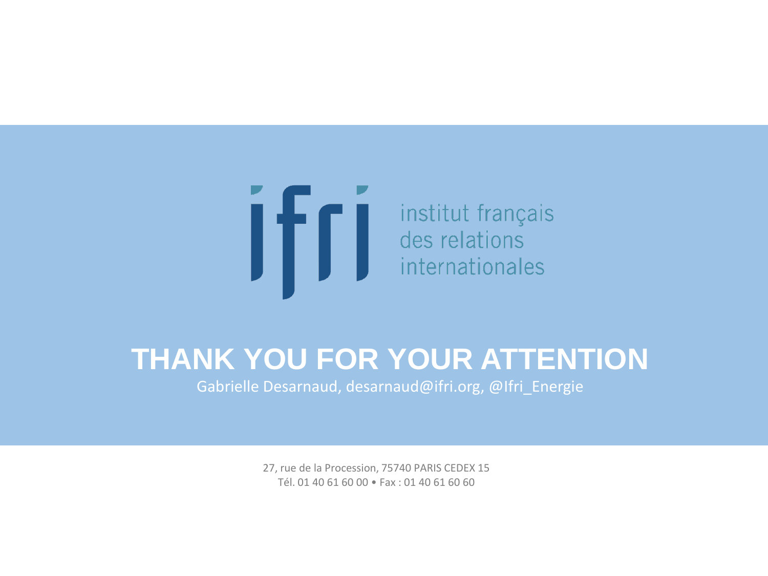ifri

institut français
des relations
internationales

# THANK YOU FOR YOUR ATTENTION

Gabrielle Desarnaud, desarnaud@ifri.org, @Ifri_Energie

27, rue de la Procession, 75740 PARIS CEDEX 15
Tél. 01 40 61 60 00 • Fax : 01 40 61 60 60